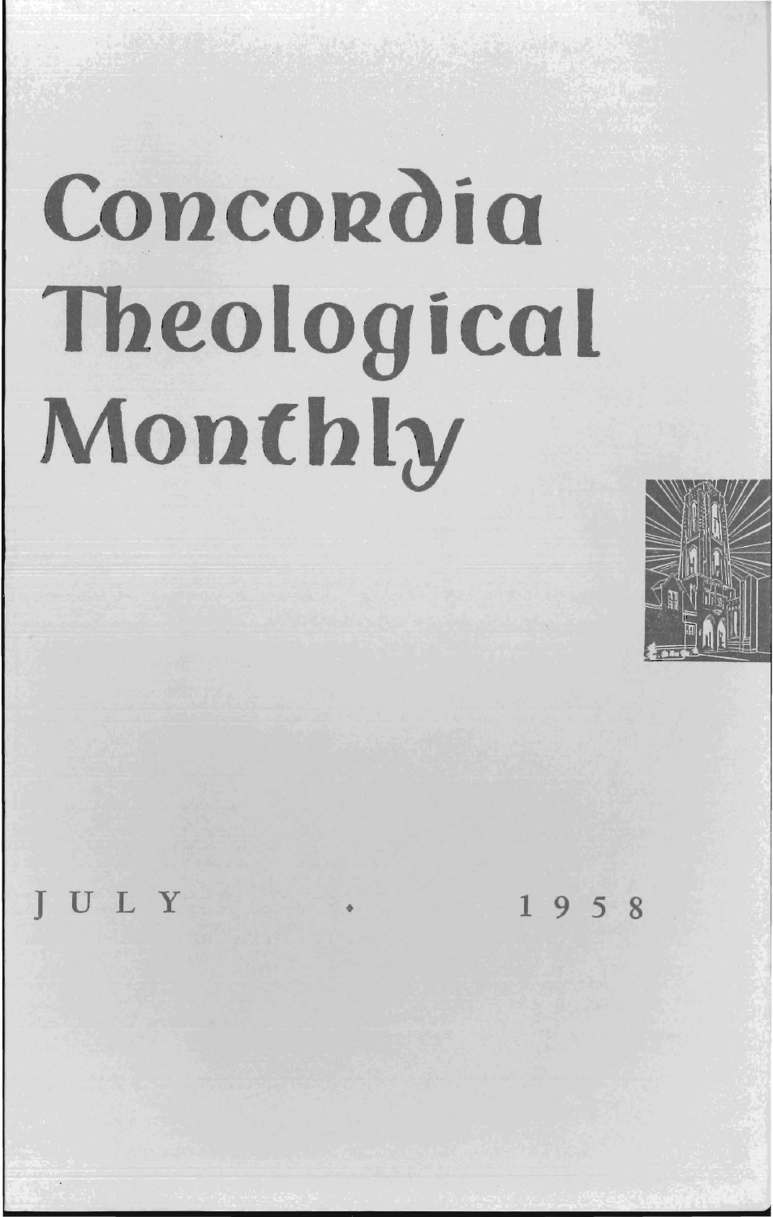# Concordia Theological Monthly

JULY • 1958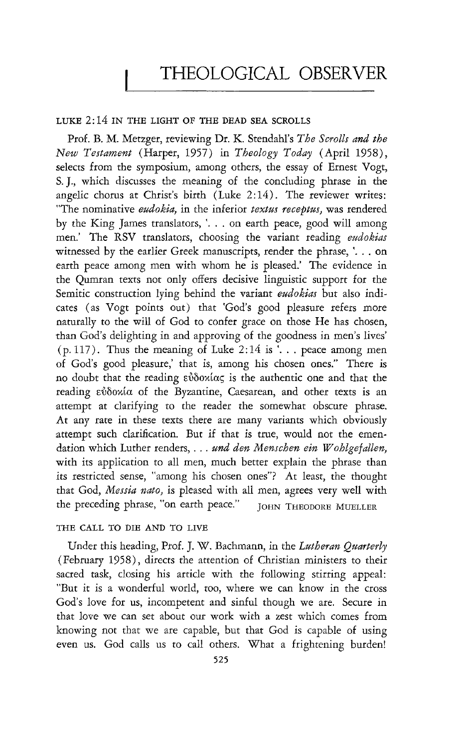# THEOLOGICAL OBSERVER

## LUKE 2:14 IN THE LIGHT OF THE DEAD SEA SCROLLS

Prof. B. M. Metzger, reviewing Dr. K. Stendahl's *The Scrolls and the New Testament* (Harper, 1957) in *Theology Today* (April 1958), selects from the symposium, among others, the essay of Ernest Vogt, S. J., which discusses the meaning of the concluding phrase in the angelic chorus at Christ's birth (Luke 2:14). The reviewer writes: "The nominative *eudokia*, in the inferior *textus receptus*, was rendered by the King James translators, '. . . on earth peace, good will among men.' The RSV translators, choosing the variant reading *eudokias* witnessed by the earlier Greek manuscripts, render the phrase, '. . . on earth peace among men with whom he is pleased.' The evidence in the Qumran texts not only offers decisive linguistic support for the Semitic construction lying behind the variant *eudokias* but also indicates (as Vogt points out) that 'God's good pleasure refers more naturally to the will of God to confer grace on those He has chosen, than God's delighting in and approving of the goodness in men's lives' (p. 117). Thus the meaning of Luke 2:14 is '. . . peace among men of God's good pleasure,' that is, among his chosen ones." There is no doubt that the reading εὐδοκίας is the authentic one and that the reading εὐδοκία of the Byzantine, Caesarean, and other texts is an attempt at clarifying to the reader the somewhat obscure phrase. At any rate in these texts there are many variants which obviously attempt such clarification. But if that is true, would not the emendation which Luther renders, . . . *und den Menschen ein Wohlgefallen,* with its application to all men, much better explain the phrase than its restricted sense, "among his chosen ones"? At least, the thought that God, *Messia nato,* is pleased with all men, agrees very well with the preceding phrase, "on earth peace." JOHN THEODORE MUELLER

## THE CALL TO DIE AND TO LIVE

Under this heading, Prof. J. W. Bachmann, in the *Lutheran Quarterly* (February 1958), directs the attention of Christian ministers to their sacred task, closing his article with the following stirring appeal: "But it is a wonderful world, too, where we can know in the cross God's love for us, incompetent and sinful though we are. Secure in that love we can set about our work with a zest which comes from knowing not that we are capable, but that God is capable of using even us. God calls us to call others. What a frightening burden!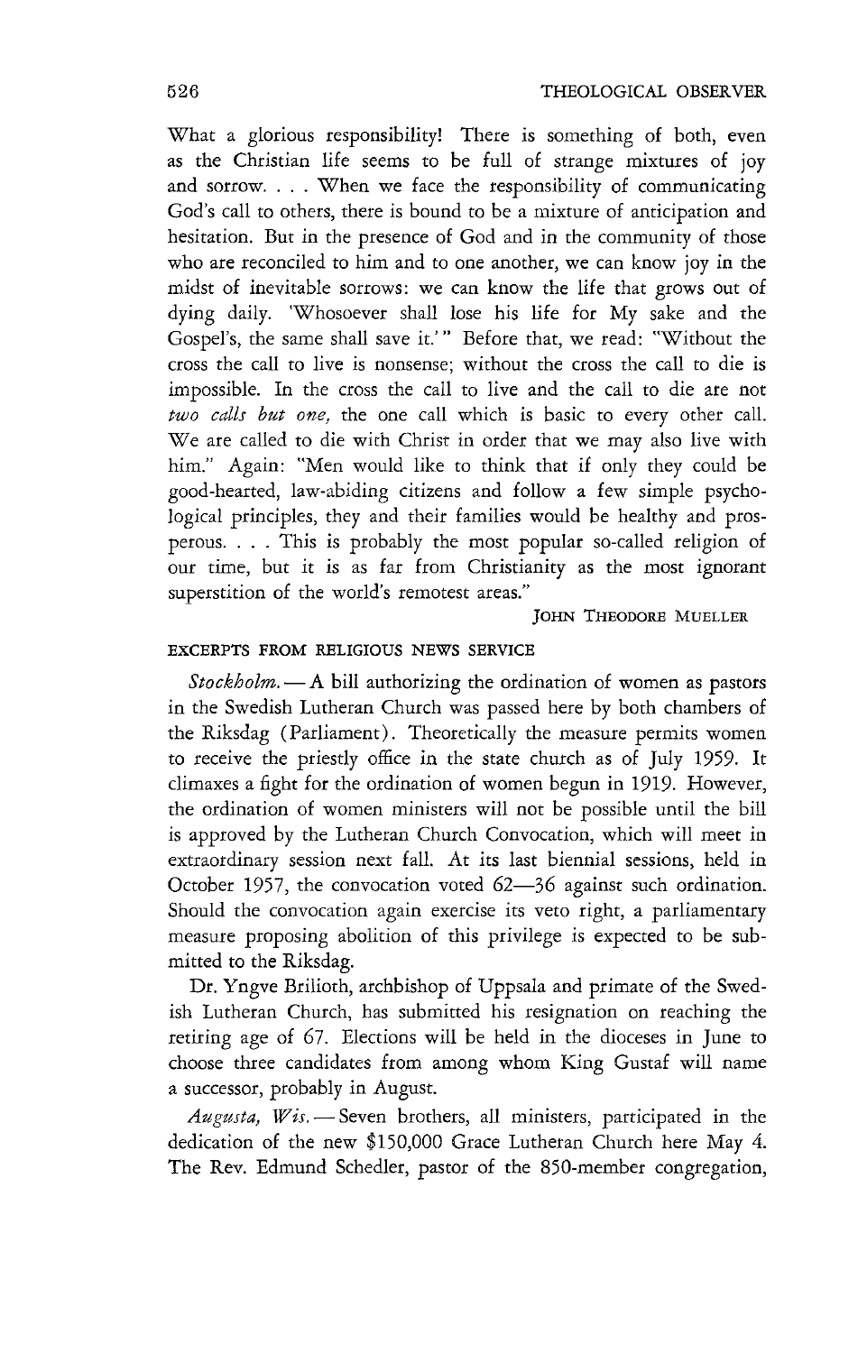What a glorious responsibility! There is something of both, even as the Christian life seems to be full of strange mixtures of joy and sorrow. . . . When we face the responsibility of communicating God's call to others, there is bound to be a mixture of anticipation and hesitation. But in the presence of God and in the community of those who are reconciled to him and to one another, we can know joy in the midst of inevitable sorrows: we can know the life that grows out of dying daily. 'Whosoever shall lose his life for My sake and the Gospel's, the same shall save it.'" Before that, we read: "Without the cross the call to live is nonsense; without the cross the call to die is impossible. In the cross the call to live and the call to die are not *two calls but one,* the one call which is basic to every other call. We are called to die with Christ in order that we may also live with him." Again: "Men would like to think that if only they could be good-hearted, law-abiding citizens and follow a few simple psychological principles, they and their families would be healthy and prosperous. . . . This is probably the most popular so-called religion of our time, but it is as far from Christianity as the most ignorant superstition of the world's remotest areas."

JOHN THEODORE MUELLER

### EXCERPTS FROM RELIGIOUS NEWS SERVICE

*Stockholm.* — A bill authorizing the ordination of women as pastors in the Swedish Lutheran Church was passed here by both chambers of the Riksdag (Parliament). Theoretically the measure permits women to receive the priestly office in the state church as of July 1959. It climaxes a fight for the ordination of women begun in 1919. However, the ordination of women ministers will not be possible until the bill is approved by the Lutheran Church Convocation, which will meet in extraordinary session next fall. At its last biennial sessions, held in October 1957, the convocation voted 62—36 against such ordination. Should the convocation again exercise its veto right, a parliamentary measure proposing abolition of this privilege is expected to be submitted to the Riksdag.

Dr. Yngve Brilioth, archbishop of Uppsala and primate of the Swedish Lutheran Church, has submitted his resignation on reaching the retiring age of 67. Elections will be held in the dioceses in June to choose three candidates from among whom King Gustaf will name a successor, probably in August.

*Augusta, Wis.* — Seven brothers, all ministers, participated in the dedication of the new $150,000 Grace Lutheran Church here May 4. The Rev. Edmund Schedler, pastor of the 850-member congregation,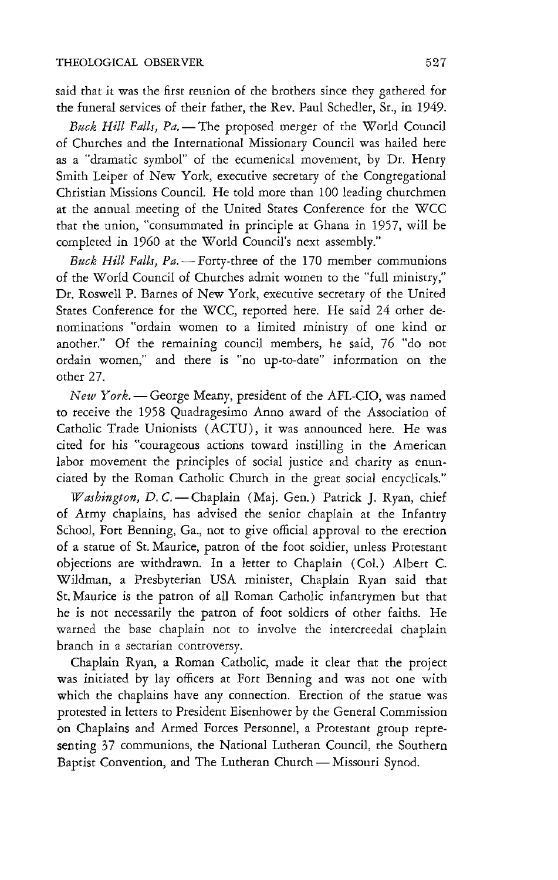said that it was the first reunion of the brothers since they gathered for the funeral services of their father, the Rev. Paul Schedler, Sr., in 1949.

*Buck Hill Falls, Pa.* — The proposed merger of the World Council of Churches and the International Missionary Council was hailed here as a "dramatic symbol" of the ecumenical movement, by Dr. Henry Smith Leiper of New York, executive secretary of the Congregational Christian Missions Council. He told more than 100 leading churchmen at the annual meeting of the United States Conference for the WCC that the union, "consummated in principle at Ghana in 1957, will be completed in 1960 at the World Council's next assembly."

*Buck Hill Falls, Pa.* — Forty-three of the 170 member communions of the World Council of Churches admit women to the "full ministry," Dr. Roswell P. Barnes of New York, executive secretary of the United States Conference for the WCC, reported here. He said 24 other denominations "ordain women to a limited ministry of one kind or another." Of the remaining council members, he said, 76 "do not ordain women," and there is "no up-to-date" information on the other 27.

*New York.* — George Meany, president of the AFL-CIO, was named to receive the 1958 Quadragesimo Anno award of the Association of Catholic Trade Unionists (ACTU), it was announced here. He was cited for his "courageous actions toward instilling in the American labor movement the principles of social justice and charity as enunciated by the Roman Catholic Church in the great social encyclicals."

*Washington, D. C.* — Chaplain (Maj. Gen.) Patrick J. Ryan, chief of Army chaplains, has advised the senior chaplain at the Infantry School, Fort Benning, Ga., not to give official approval to the erection of a statue of St. Maurice, patron of the foot soldier, unless Protestant objections are withdrawn. In a letter to Chaplain (Col.) Albert C. Wildman, a Presbyterian USA minister, Chaplain Ryan said that St. Maurice is the patron of all Roman Catholic infantrymen but that he is not necessarily the patron of foot soldiers of other faiths. He warned the base chaplain not to involve the intercreedal chaplain branch in a sectarian controversy.

Chaplain Ryan, a Roman Catholic, made it clear that the project was initiated by lay officers at Fort Benning and was not one with which the chaplains have any connection. Erection of the statue was protested in letters to President Eisenhower by the General Commission on Chaplains and Armed Forces Personnel, a Protestant group representing 37 communions, the National Lutheran Council, the Southern Baptist Convention, and The Lutheran Church — Missouri Synod.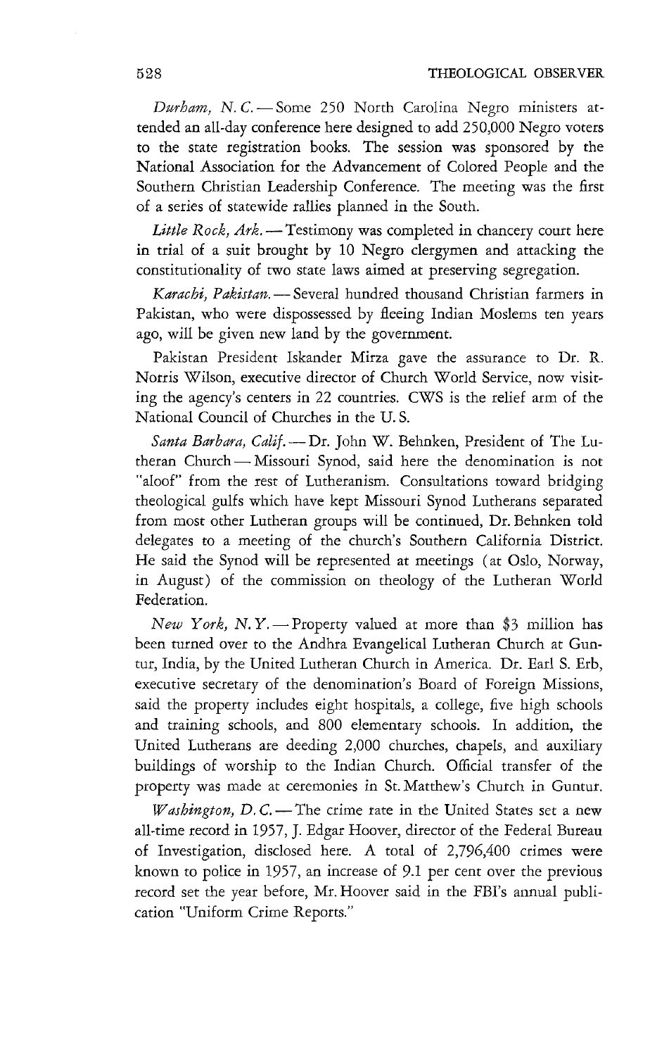*Durham, N. C.* — Some 250 North Carolina Negro ministers attended an all-day conference here designed to add 250,000 Negro voters to the state registration books. The session was sponsored by the National Association for the Advancement of Colored People and the Southern Christian Leadership Conference. The meeting was the first of a series of statewide rallies planned in the South.

*Little Rock, Ark.* — Testimony was completed in chancery court here in trial of a suit brought by 10 Negro clergymen and attacking the constitutionality of two state laws aimed at preserving segregation.

*Karachi, Pakistan.* — Several hundred thousand Christian farmers in Pakistan, who were dispossessed by fleeing Indian Moslems ten years ago, will be given new land by the government.

Pakistan President Iskander Mirza gave the assurance to Dr. R. Norris Wilson, executive director of Church World Service, now visiting the agency's centers in 22 countries. CWS is the relief arm of the National Council of Churches in the U. S.

*Santa Barbara, Calif.* — Dr. John W. Behnken, President of The Lutheran Church — Missouri Synod, said here the denomination is not "aloof" from the rest of Lutheranism. Consultations toward bridging theological gulfs which have kept Missouri Synod Lutherans separated from most other Lutheran groups will be continued, Dr. Behnken told delegates to a meeting of the church's Southern California District. He said the Synod will be represented at meetings (at Oslo, Norway, in August) of the commission on theology of the Lutheran World Federation.

*New York, N. Y.* — Property valued at more than $3 million has been turned over to the Andhra Evangelical Lutheran Church at Guntur, India, by the United Lutheran Church in America. Dr. Earl S. Erb, executive secretary of the denomination's Board of Foreign Missions, said the property includes eight hospitals, a college, five high schools and training schools, and 800 elementary schools. In addition, the United Lutherans are deeding 2,000 churches, chapels, and auxiliary buildings of worship to the Indian Church. Official transfer of the property was made at ceremonies in St. Matthew's Church in Guntur.

*Washington, D. C.* — The crime rate in the United States set a new all-time record in 1957, J. Edgar Hoover, director of the Federal Bureau of Investigation, disclosed here. A total of 2,796,400 crimes were known to police in 1957, an increase of 9.1 per cent over the previous record set the year before, Mr. Hoover said in the FBI's annual publication "Uniform Crime Reports."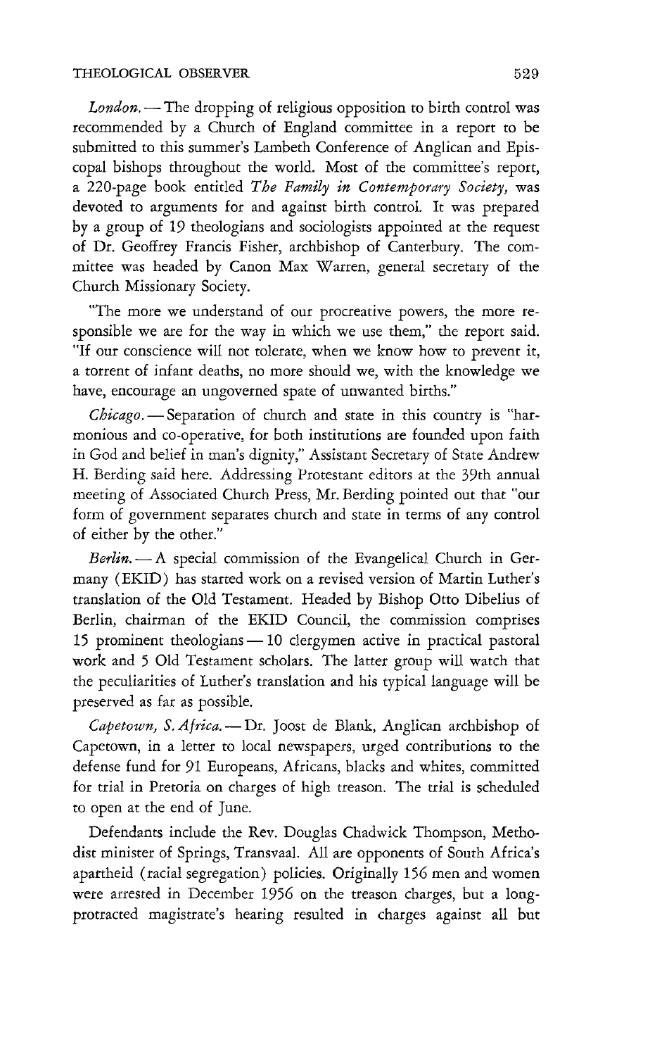*London.* — The dropping of religious opposition to birth control was recommended by a Church of England committee in a report to be submitted to this summer's Lambeth Conference of Anglican and Episcopal bishops throughout the world. Most of the committee's report, a 220-page book entitled *The Family in Contemporary Society,* was devoted to arguments for and against birth control. It was prepared by a group of 19 theologians and sociologists appointed at the request of Dr. Geoffrey Francis Fisher, archbishop of Canterbury. The committee was headed by Canon Max Warren, general secretary of the Church Missionary Society.

"The more we understand of our procreative powers, the more responsible we are for the way in which we use them," the report said. "If our conscience will not tolerate, when we know how to prevent it, a torrent of infant deaths, no more should we, with the knowledge we have, encourage an ungoverned spate of unwanted births."

*Chicago.* — Separation of church and state in this country is "harmonious and co-operative, for both institutions are founded upon faith in God and belief in man's dignity," Assistant Secretary of State Andrew H. Berding said here. Addressing Protestant editors at the 39th annual meeting of Associated Church Press, Mr. Berding pointed out that "our form of government separates church and state in terms of any control of either by the other."

*Berlin.* — A special commission of the Evangelical Church in Germany (EKID) has started work on a revised version of Martin Luther's translation of the Old Testament. Headed by Bishop Otto Dibelius of Berlin, chairman of the EKID Council, the commission comprises 15 prominent theologians — 10 clergymen active in practical pastoral work and 5 Old Testament scholars. The latter group will watch that the peculiarities of Luther's translation and his typical language will be preserved as far as possible.

*Capetown, S. Africa.* — Dr. Joost de Blank, Anglican archbishop of Capetown, in a letter to local newspapers, urged contributions to the defense fund for 91 Europeans, Africans, blacks and whites, committed for trial in Pretoria on charges of high treason. The trial is scheduled to open at the end of June.

Defendants include the Rev. Douglas Chadwick Thompson, Methodist minister of Springs, Transvaal. All are opponents of South Africa's apartheid (racial segregation) policies. Originally 156 men and women were arrested in December 1956 on the treason charges, but a long-protracted magistrate's hearing resulted in charges against all but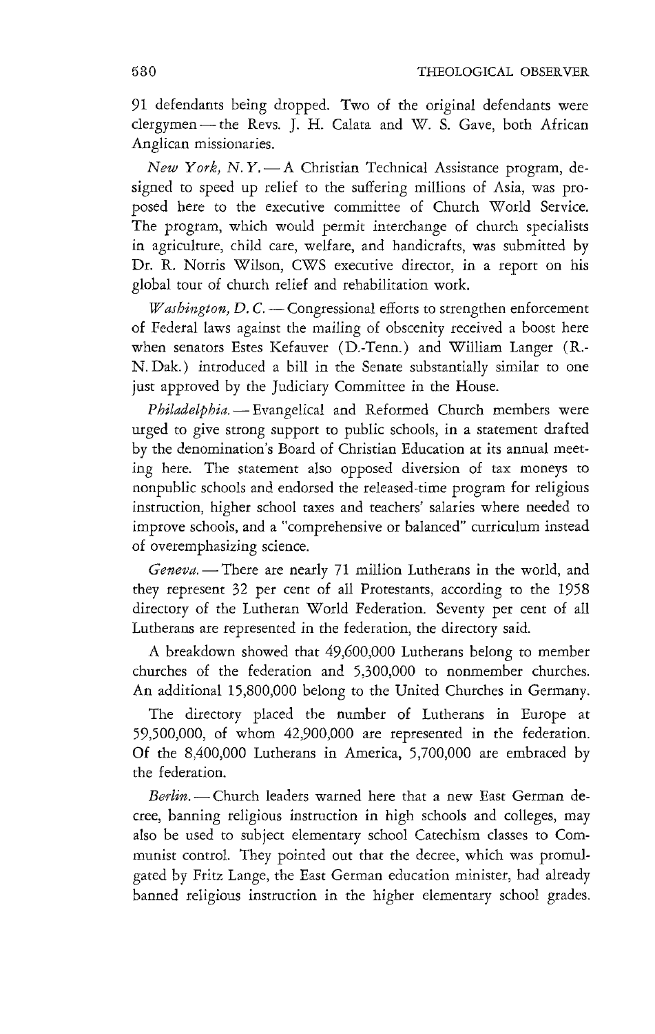91 defendants being dropped. Two of the original defendants were clergymen — the Revs. J. H. Calata and W. S. Gave, both African Anglican missionaries.

*New York, N. Y.* — A Christian Technical Assistance program, designed to speed up relief to the suffering millions of Asia, was proposed here to the executive committee of Church World Service. The program, which would permit interchange of church specialists in agriculture, child care, welfare, and handicrafts, was submitted by Dr. R. Norris Wilson, CWS executive director, in a report on his global tour of church relief and rehabilitation work.

*Washington, D. C.* — Congressional efforts to strengthen enforcement of Federal laws against the mailing of obscenity received a boost here when senators Estes Kefauver (D.-Tenn.) and William Langer (R.-N. Dak.) introduced a bill in the Senate substantially similar to one just approved by the Judiciary Committee in the House.

*Philadelphia.* — Evangelical and Reformed Church members were urged to give strong support to public schools, in a statement drafted by the denomination's Board of Christian Education at its annual meeting here. The statement also opposed diversion of tax moneys to nonpublic schools and endorsed the released-time program for religious instruction, higher school taxes and teachers' salaries where needed to improve schools, and a "comprehensive or balanced" curriculum instead of overemphasizing science.

*Geneva.* — There are nearly 71 million Lutherans in the world, and they represent 32 per cent of all Protestants, according to the 1958 directory of the Lutheran World Federation. Seventy per cent of all Lutherans are represented in the federation, the directory said.

A breakdown showed that 49,600,000 Lutherans belong to member churches of the federation and 5,300,000 to nonmember churches. An additional 15,800,000 belong to the United Churches in Germany.

The directory placed the number of Lutherans in Europe at 59,500,000, of whom 42,900,000 are represented in the federation. Of the 8,400,000 Lutherans in America, 5,700,000 are embraced by the federation.

*Berlin.* — Church leaders warned here that a new East German decree, banning religious instruction in high schools and colleges, may also be used to subject elementary school Catechism classes to Communist control. They pointed out that the decree, which was promulgated by Fritz Lange, the East German education minister, had already banned religious instruction in the higher elementary school grades.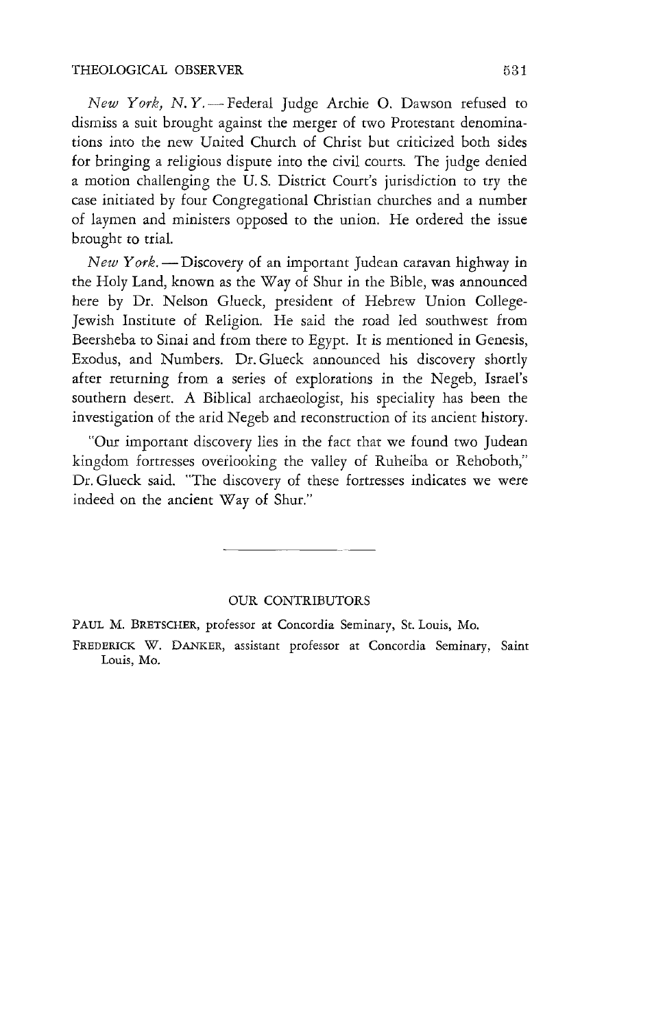*New York, N.Y.* — Federal Judge Archie O. Dawson refused to dismiss a suit brought against the merger of two Protestant denominations into the new United Church of Christ but criticized both sides for bringing a religious dispute into the civil courts. The judge denied a motion challenging the U.S. District Court's jurisdiction to try the case initiated by four Congregational Christian churches and a number of laymen and ministers opposed to the union. He ordered the issue brought to trial.

*New York.* — Discovery of an important Judean caravan highway in the Holy Land, known as the Way of Shur in the Bible, was announced here by Dr. Nelson Glueck, president of Hebrew Union College-Jewish Institute of Religion. He said the road led southwest from Beersheba to Sinai and from there to Egypt. It is mentioned in Genesis, Exodus, and Numbers. Dr. Glueck announced his discovery shortly after returning from a series of explorations in the Negeb, Israel's southern desert. A Biblical archaeologist, his speciality has been the investigation of the arid Negeb and reconstruction of its ancient history.

"Our important discovery lies in the fact that we found two Judean kingdom fortresses overlooking the valley of Ruheiba or Rehoboth," Dr. Glueck said. "The discovery of these fortresses indicates we were indeed on the ancient Way of Shur."

---

## OUR CONTRIBUTORS

PAUL M. BRETSCHER, professor at Concordia Seminary, St. Louis, Mo.

FREDERICK W. DANKER, assistant professor at Concordia Seminary, Saint Louis, Mo.